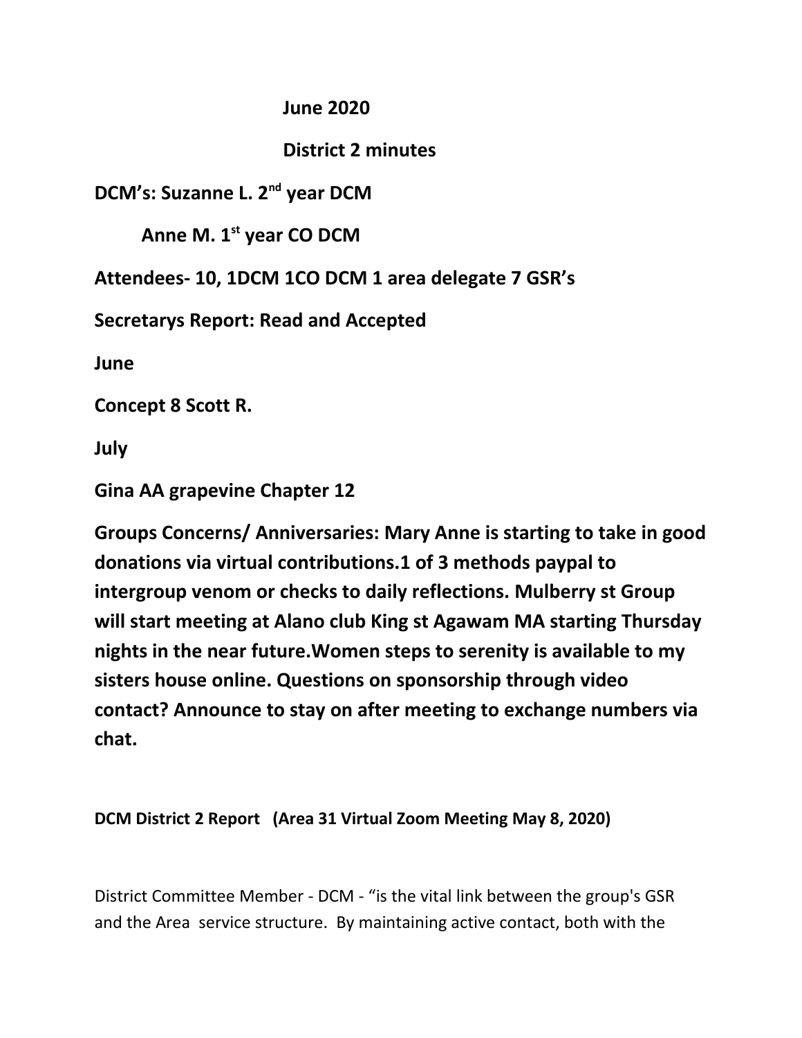**June 2020**

**District 2 minutes**

**DCM's: Suzanne L. 2nd year DCM**

**Anne M. 1st year CO DCM**

**Attendees- 10, 1DCM 1CO DCM 1 area delegate 7 GSR's**

**Secretarys Report: Read and Accepted**

**June**

**Concept 8 Scott R.**

**July**

**Gina AA grapevine Chapter 12**

**Groups Concerns/ Anniversaries: Mary Anne is starting to take in good donations via virtual contributions.1 of 3 methods paypal to intergroup venom or checks to daily reflections. Mulberry st Group will start meeting at Alano club King st Agawam MA starting Thursday nights in the near future.Women steps to serenity is available to my sisters house online. Questions on sponsorship through video contact? Announce to stay on after meeting to exchange numbers via chat.**

**DCM District 2 Report (Area 31 Virtual Zoom Meeting May 8, 2020)**

District Committee Member - DCM - "is the vital link between the group's GSR and the Area service structure. By maintaining active contact, both with the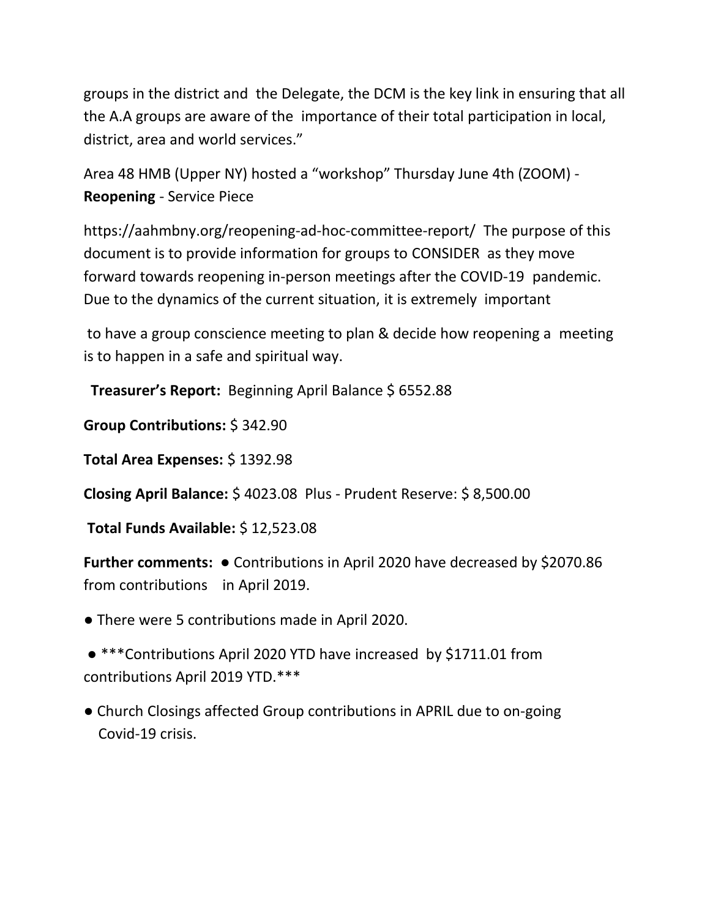groups in the district and the Delegate, the DCM is the key link in ensuring that all the A.A groups are aware of the importance of their total participation in local, district, area and world services."

Area 48 HMB (Upper NY) hosted a "workshop" Thursday June 4th (ZOOM) - **Reopening** - Service Piece

https://aahmbny.org/reopening-ad-hoc-committee-report/ The purpose of this document is to provide information for groups to CONSIDER as they move forward towards reopening in-person meetings after the COVID-19 pandemic. Due to the dynamics of the current situation, it is extremely important

to have a group conscience meeting to plan & decide how reopening a meeting is to happen in a safe and spiritual way.

**Treasurer's Report:** Beginning April Balance $ 6552.88

**Group Contributions:** $ 342.90

**Total Area Expenses:** $ 1392.98

**Closing April Balance:** $ 4023.08 Plus - Prudent Reserve: $ 8,500.00

**Total Funds Available:** $ 12,523.08

**Further comments:** ● Contributions in April 2020 have decreased by $2070.86 from contributions in April 2019.

● There were 5 contributions made in April 2020.

● ***Contributions April 2020 YTD have increased by $1711.01 from contributions April 2019 YTD.***

● Church Closings affected Group contributions in APRIL due to on-going Covid-19 crisis.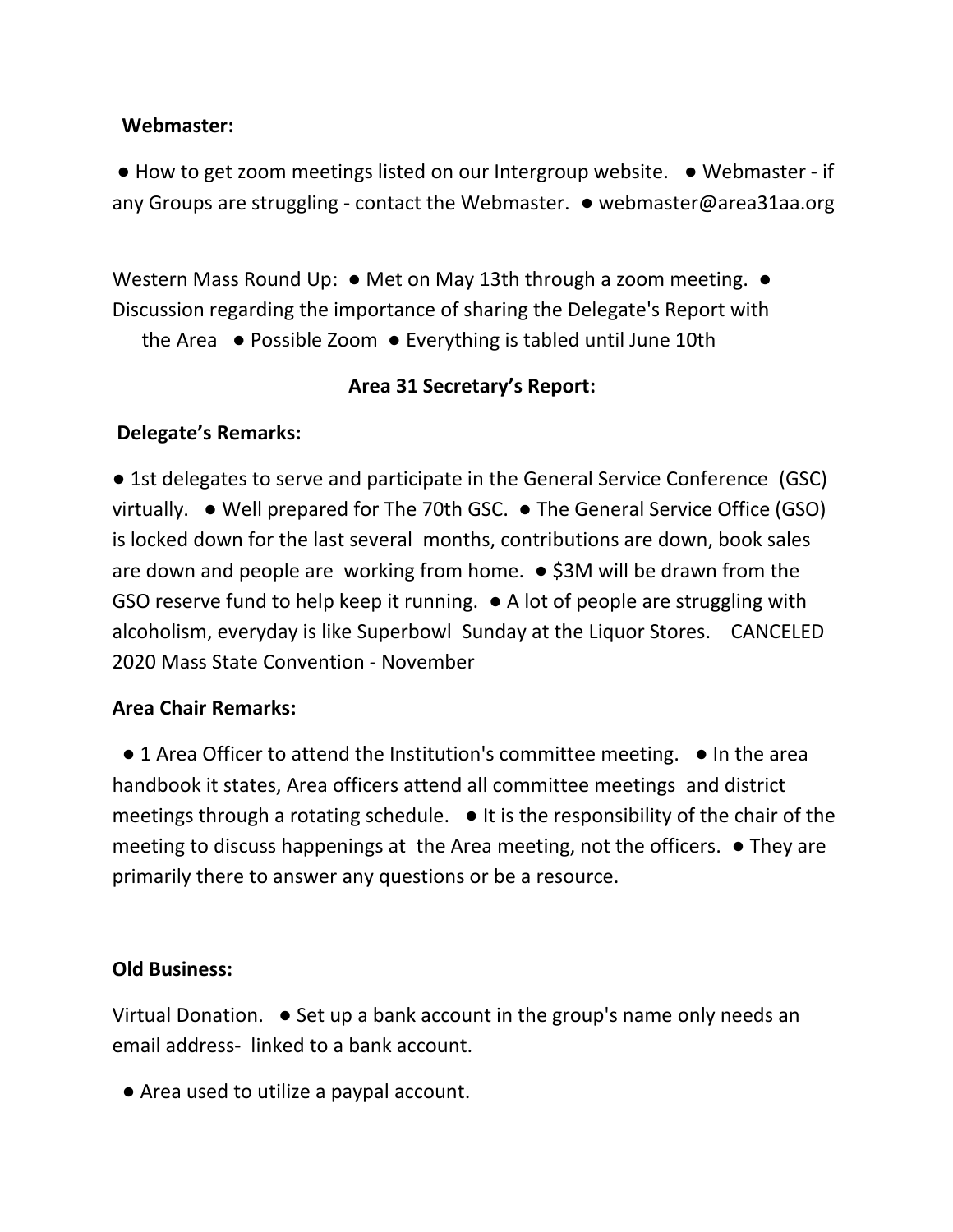**Webmaster:**

● How to get zoom meetings listed on our Intergroup website. ● Webmaster - if any Groups are struggling - contact the Webmaster. ● webmaster@area31aa.org

Western Mass Round Up: ● Met on May 13th through a zoom meeting. ● Discussion regarding the importance of sharing the Delegate's Report with the Area ● Possible Zoom ● Everything is tabled until June 10th

**Area 31 Secretary's Report:**

**Delegate's Remarks:**

● 1st delegates to serve and participate in the General Service Conference (GSC) virtually. ● Well prepared for The 70th GSC. ● The General Service Office (GSO) is locked down for the last several months, contributions are down, book sales are down and people are working from home. ● $3M will be drawn from the GSO reserve fund to help keep it running. ● A lot of people are struggling with alcoholism, everyday is like Superbowl Sunday at the Liquor Stores. CANCELED 2020 Mass State Convention - November

**Area Chair Remarks:**

● 1 Area Officer to attend the Institution's committee meeting. ● In the area handbook it states, Area officers attend all committee meetings and district meetings through a rotating schedule. ● It is the responsibility of the chair of the meeting to discuss happenings at the Area meeting, not the officers. ● They are primarily there to answer any questions or be a resource.

**Old Business:**

Virtual Donation. ● Set up a bank account in the group's name only needs an email address- linked to a bank account.

● Area used to utilize a paypal account.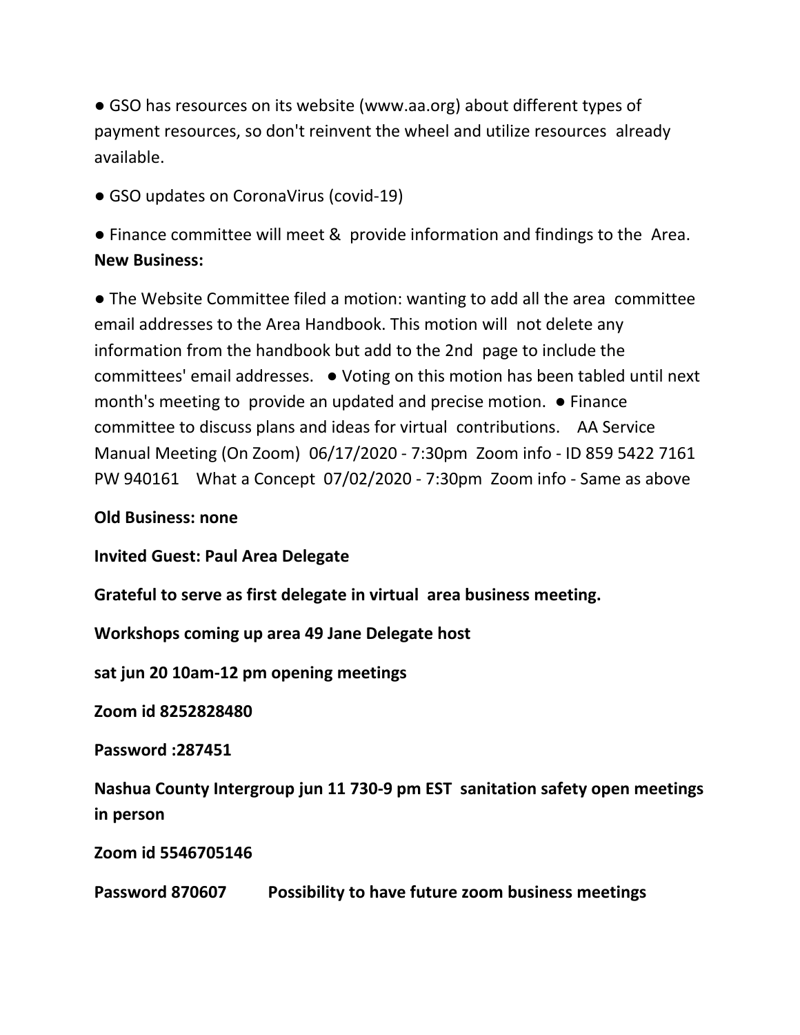● GSO has resources on its website (www.aa.org) about different types of payment resources, so don't reinvent the wheel and utilize resources already available.

● GSO updates on CoronaVirus (covid-19)

● Finance committee will meet & provide information and findings to the Area.

**New Business:**

● The Website Committee filed a motion: wanting to add all the area committee email addresses to the Area Handbook. This motion will not delete any information from the handbook but add to the 2nd page to include the committees' email addresses. ● Voting on this motion has been tabled until next month's meeting to provide an updated and precise motion. ● Finance committee to discuss plans and ideas for virtual contributions. AA Service Manual Meeting (On Zoom) 06/17/2020 - 7:30pm Zoom info - ID 859 5422 7161 PW 940161 What a Concept 07/02/2020 - 7:30pm Zoom info - Same as above

**Old Business: none**

**Invited Guest: Paul Area Delegate**

**Grateful to serve as first delegate in virtual area business meeting.**

**Workshops coming up area 49 Jane Delegate host**

**sat jun 20 10am-12 pm opening meetings**

**Zoom id 8252828480**

**Password :287451**

**Nashua County Intergroup jun 11 730-9 pm EST sanitation safety open meetings in person**

**Zoom id 5546705146**

**Password 870607 Possibility to have future zoom business meetings**